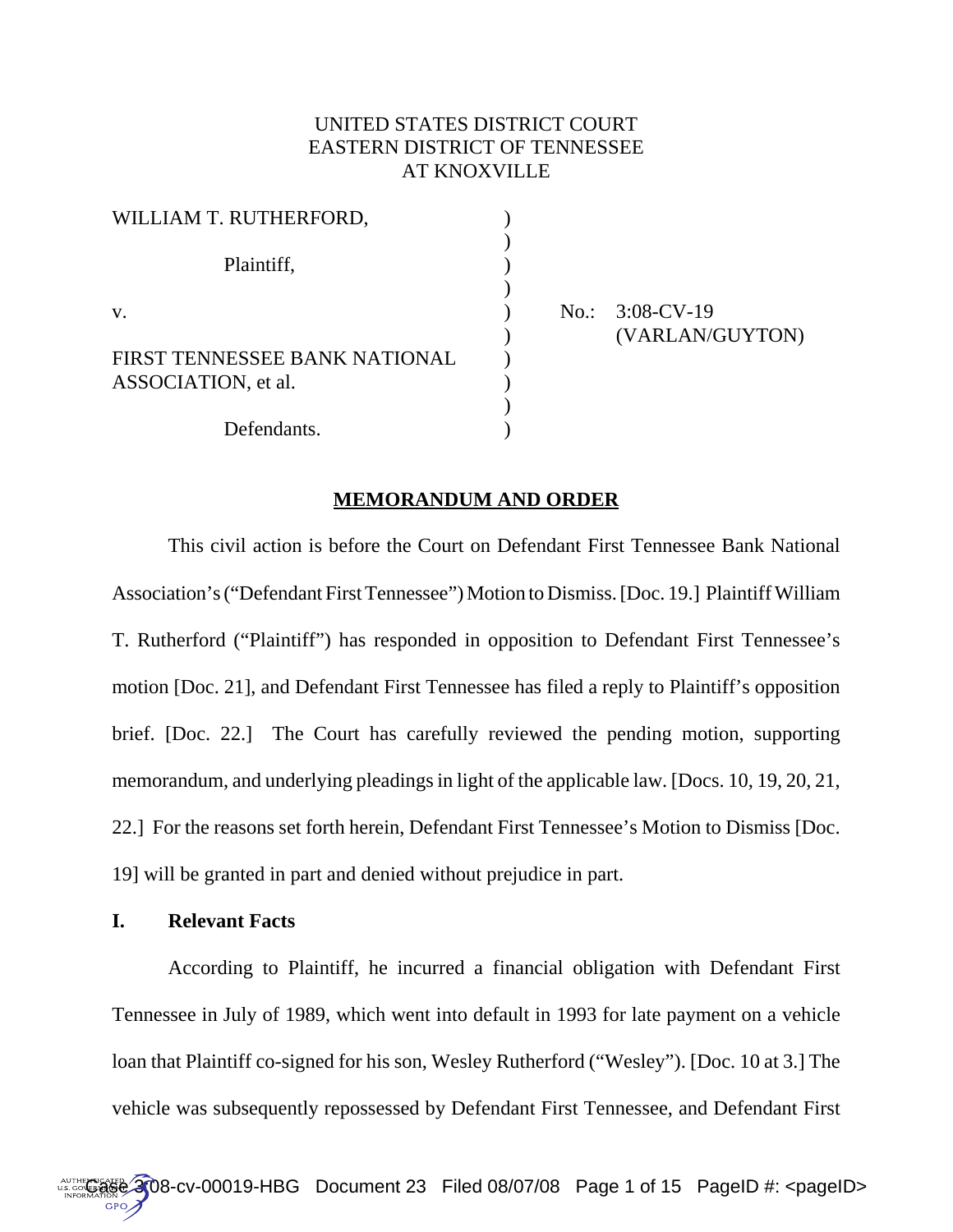UNITED STATES DISTRICT COURT
EASTERN DISTRICT OF TENNESSEE
AT KNOXVILLE

| | | |
|---|---|---|
| WILLIAM T. RUTHERFORD, | ) | |
| | ) | |
| Plaintiff, | ) | |
| | ) | |
| v. | ) | No.: 3:08-CV-19 |
| | ) | (VARLAN/GUYTON) |
| FIRST TENNESSEE BANK NATIONAL ASSOCIATION, et al. | ) | |
| | ) | |
| Defendants. | ) | |

## MEMORANDUM AND ORDER

This civil action is before the Court on Defendant First Tennessee Bank National Association's ("Defendant First Tennessee") Motion to Dismiss. [Doc. 19.] Plaintiff William T. Rutherford ("Plaintiff") has responded in opposition to Defendant First Tennessee's motion [Doc. 21], and Defendant First Tennessee has filed a reply to Plaintiff's opposition brief. [Doc. 22.] The Court has carefully reviewed the pending motion, supporting memorandum, and underlying pleadings in light of the applicable law. [Docs. 10, 19, 20, 21, 22.] For the reasons set forth herein, Defendant First Tennessee's Motion to Dismiss [Doc. 19] will be granted in part and denied without prejudice in part.

### I. Relevant Facts

According to Plaintiff, he incurred a financial obligation with Defendant First Tennessee in July of 1989, which went into default in 1993 for late payment on a vehicle loan that Plaintiff co-signed for his son, Wesley Rutherford ("Wesley"). [Doc. 10 at 3.] The vehicle was subsequently repossessed by Defendant First Tennessee, and Defendant First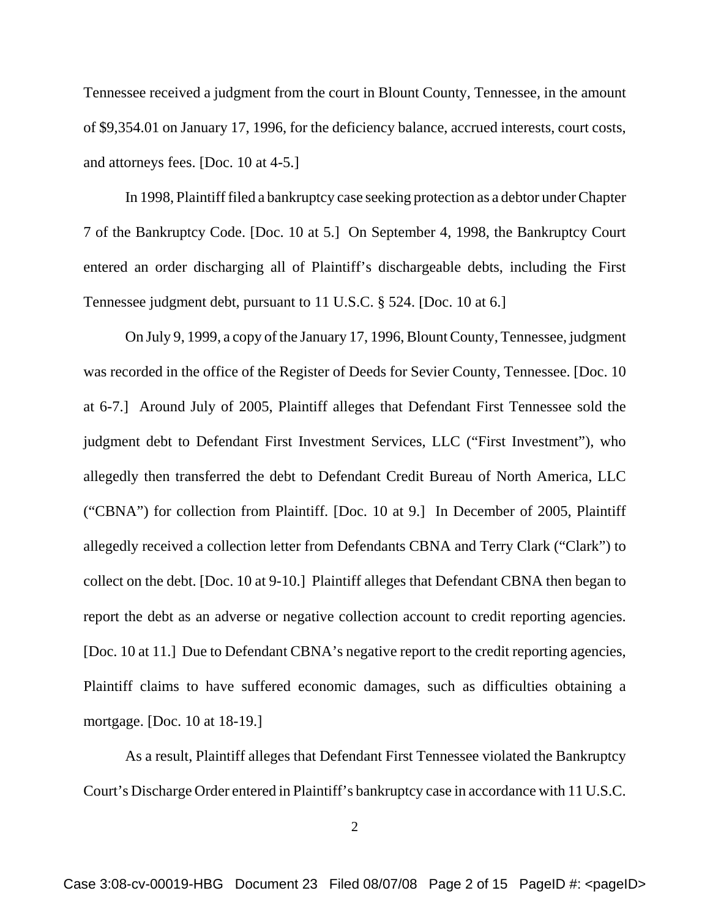Tennessee received a judgment from the court in Blount County, Tennessee, in the amount of $9,354.01 on January 17, 1996, for the deficiency balance, accrued interests, court costs, and attorneys fees. [Doc. 10 at 4-5.]

In 1998, Plaintiff filed a bankruptcy case seeking protection as a debtor under Chapter 7 of the Bankruptcy Code. [Doc. 10 at 5.] On September 4, 1998, the Bankruptcy Court entered an order discharging all of Plaintiff's dischargeable debts, including the First Tennessee judgment debt, pursuant to 11 U.S.C. § 524. [Doc. 10 at 6.]

On July 9, 1999, a copy of the January 17, 1996, Blount County, Tennessee, judgment was recorded in the office of the Register of Deeds for Sevier County, Tennessee. [Doc. 10 at 6-7.] Around July of 2005, Plaintiff alleges that Defendant First Tennessee sold the judgment debt to Defendant First Investment Services, LLC ("First Investment"), who allegedly then transferred the debt to Defendant Credit Bureau of North America, LLC ("CBNA") for collection from Plaintiff. [Doc. 10 at 9.] In December of 2005, Plaintiff allegedly received a collection letter from Defendants CBNA and Terry Clark ("Clark") to collect on the debt. [Doc. 10 at 9-10.] Plaintiff alleges that Defendant CBNA then began to report the debt as an adverse or negative collection account to credit reporting agencies. [Doc. 10 at 11.] Due to Defendant CBNA's negative report to the credit reporting agencies, Plaintiff claims to have suffered economic damages, such as difficulties obtaining a mortgage. [Doc. 10 at 18-19.]

As a result, Plaintiff alleges that Defendant First Tennessee violated the Bankruptcy Court's Discharge Order entered in Plaintiff's bankruptcy case in accordance with 11 U.S.C.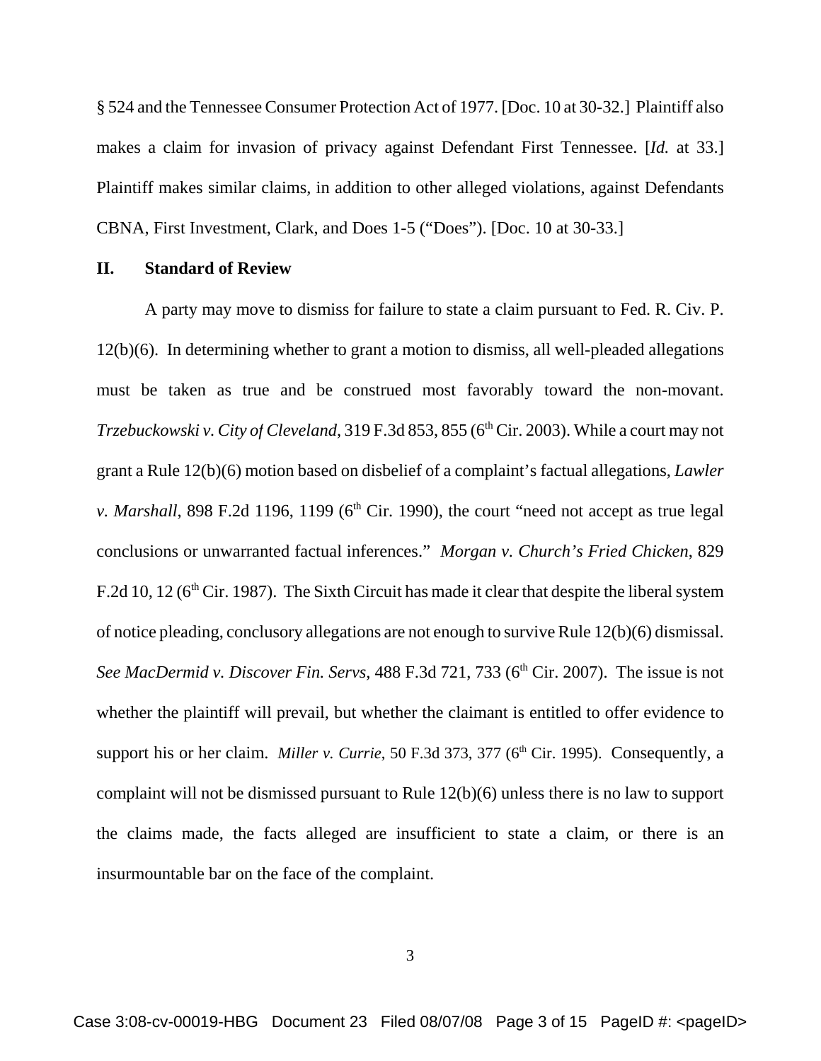§ 524 and the Tennessee Consumer Protection Act of 1977. [Doc. 10 at 30-32.] Plaintiff also makes a claim for invasion of privacy against Defendant First Tennessee. [*Id.* at 33.] Plaintiff makes similar claims, in addition to other alleged violations, against Defendants CBNA, First Investment, Clark, and Does 1-5 ("Does"). [Doc. 10 at 30-33.]

## II. Standard of Review

A party may move to dismiss for failure to state a claim pursuant to Fed. R. Civ. P. 12(b)(6). In determining whether to grant a motion to dismiss, all well-pleaded allegations must be taken as true and be construed most favorably toward the non-movant. *Trzebuckowski v. City of Cleveland*, 319 F.3d 853, 855 (6th Cir. 2003). While a court may not grant a Rule 12(b)(6) motion based on disbelief of a complaint's factual allegations, *Lawler v. Marshall*, 898 F.2d 1196, 1199 (6th Cir. 1990), the court "need not accept as true legal conclusions or unwarranted factual inferences." *Morgan v. Church's Fried Chicken*, 829 F.2d 10, 12 (6th Cir. 1987). The Sixth Circuit has made it clear that despite the liberal system of notice pleading, conclusory allegations are not enough to survive Rule 12(b)(6) dismissal. *See MacDermid v. Discover Fin. Servs*, 488 F.3d 721, 733 (6th Cir. 2007). The issue is not whether the plaintiff will prevail, but whether the claimant is entitled to offer evidence to support his or her claim. *Miller v. Currie*, 50 F.3d 373, 377 (6th Cir. 1995). Consequently, a complaint will not be dismissed pursuant to Rule 12(b)(6) unless there is no law to support the claims made, the facts alleged are insufficient to state a claim, or there is an insurmountable bar on the face of the complaint.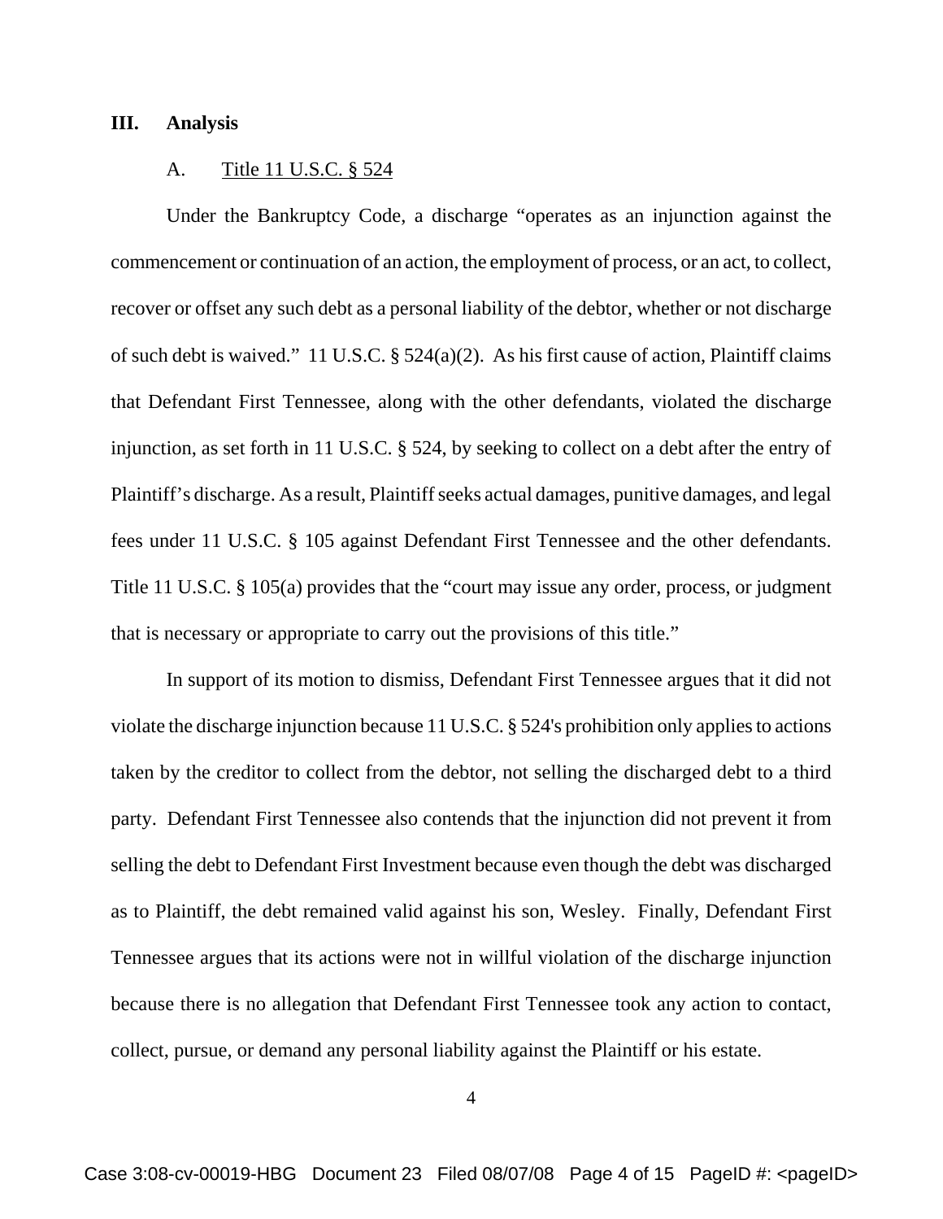## III. Analysis

### A. Title 11 U.S.C. § 524

Under the Bankruptcy Code, a discharge "operates as an injunction against the commencement or continuation of an action, the employment of process, or an act, to collect, recover or offset any such debt as a personal liability of the debtor, whether or not discharge of such debt is waived." 11 U.S.C. § 524(a)(2). As his first cause of action, Plaintiff claims that Defendant First Tennessee, along with the other defendants, violated the discharge injunction, as set forth in 11 U.S.C. § 524, by seeking to collect on a debt after the entry of Plaintiff's discharge. As a result, Plaintiff seeks actual damages, punitive damages, and legal fees under 11 U.S.C. § 105 against Defendant First Tennessee and the other defendants. Title 11 U.S.C. § 105(a) provides that the "court may issue any order, process, or judgment that is necessary or appropriate to carry out the provisions of this title."

In support of its motion to dismiss, Defendant First Tennessee argues that it did not violate the discharge injunction because 11 U.S.C. § 524's prohibition only applies to actions taken by the creditor to collect from the debtor, not selling the discharged debt to a third party. Defendant First Tennessee also contends that the injunction did not prevent it from selling the debt to Defendant First Investment because even though the debt was discharged as to Plaintiff, the debt remained valid against his son, Wesley. Finally, Defendant First Tennessee argues that its actions were not in willful violation of the discharge injunction because there is no allegation that Defendant First Tennessee took any action to contact, collect, pursue, or demand any personal liability against the Plaintiff or his estate.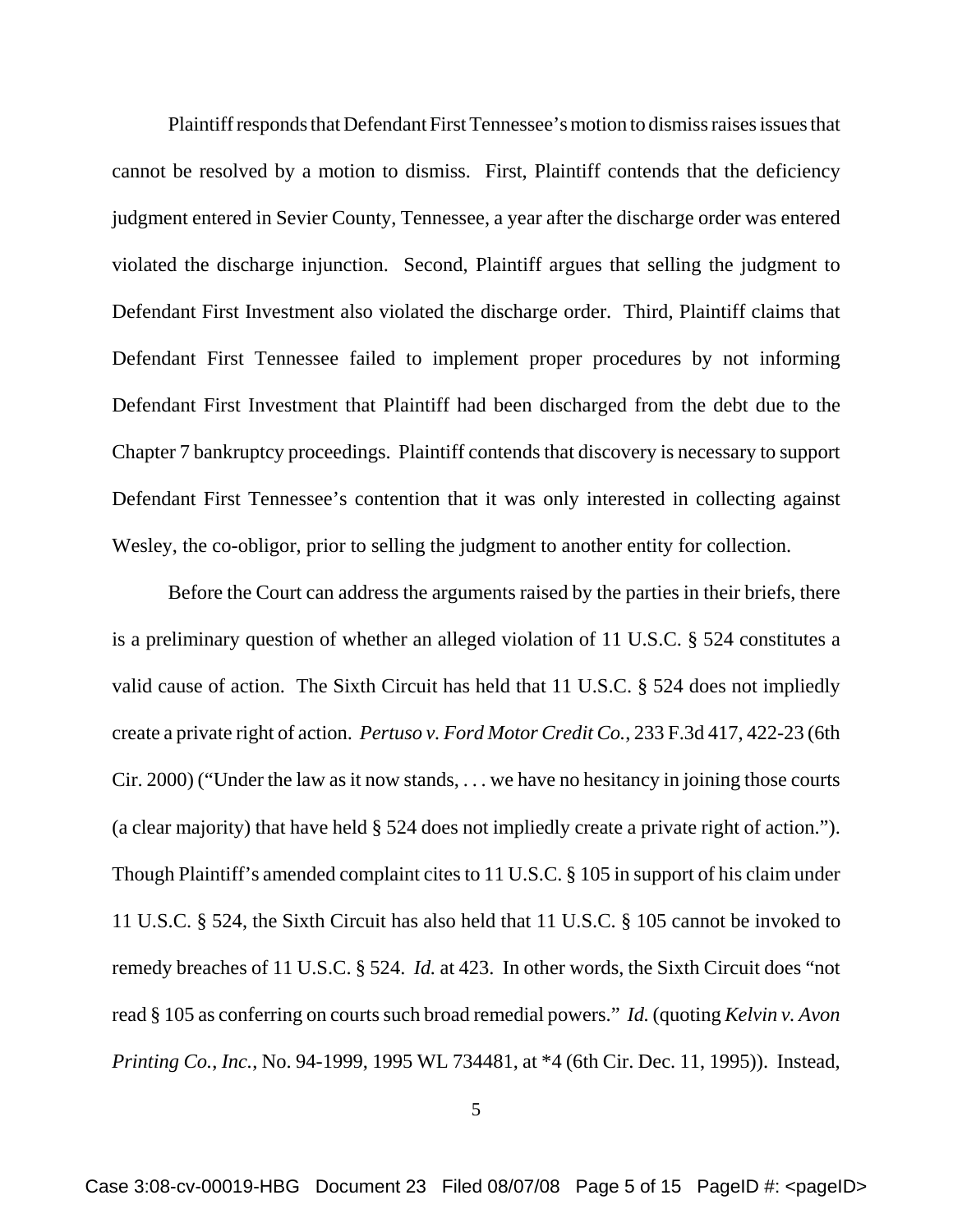Plaintiff responds that Defendant First Tennessee's motion to dismiss raises issues that cannot be resolved by a motion to dismiss. First, Plaintiff contends that the deficiency judgment entered in Sevier County, Tennessee, a year after the discharge order was entered violated the discharge injunction. Second, Plaintiff argues that selling the judgment to Defendant First Investment also violated the discharge order. Third, Plaintiff claims that Defendant First Tennessee failed to implement proper procedures by not informing Defendant First Investment that Plaintiff had been discharged from the debt due to the Chapter 7 bankruptcy proceedings. Plaintiff contends that discovery is necessary to support Defendant First Tennessee's contention that it was only interested in collecting against Wesley, the co-obligor, prior to selling the judgment to another entity for collection.

Before the Court can address the arguments raised by the parties in their briefs, there is a preliminary question of whether an alleged violation of 11 U.S.C. § 524 constitutes a valid cause of action. The Sixth Circuit has held that 11 U.S.C. § 524 does not impliedly create a private right of action. *Pertuso v. Ford Motor Credit Co.*, 233 F.3d 417, 422-23 (6th Cir. 2000) ("Under the law as it now stands, . . . we have no hesitancy in joining those courts (a clear majority) that have held § 524 does not impliedly create a private right of action."). Though Plaintiff's amended complaint cites to 11 U.S.C. § 105 in support of his claim under 11 U.S.C. § 524, the Sixth Circuit has also held that 11 U.S.C. § 105 cannot be invoked to remedy breaches of 11 U.S.C. § 524. *Id.* at 423. In other words, the Sixth Circuit does "not read § 105 as conferring on courts such broad remedial powers." *Id.* (quoting *Kelvin v. Avon Printing Co., Inc.*, No. 94-1999, 1995 WL 734481, at *4 (6th Cir. Dec. 11, 1995)). Instead,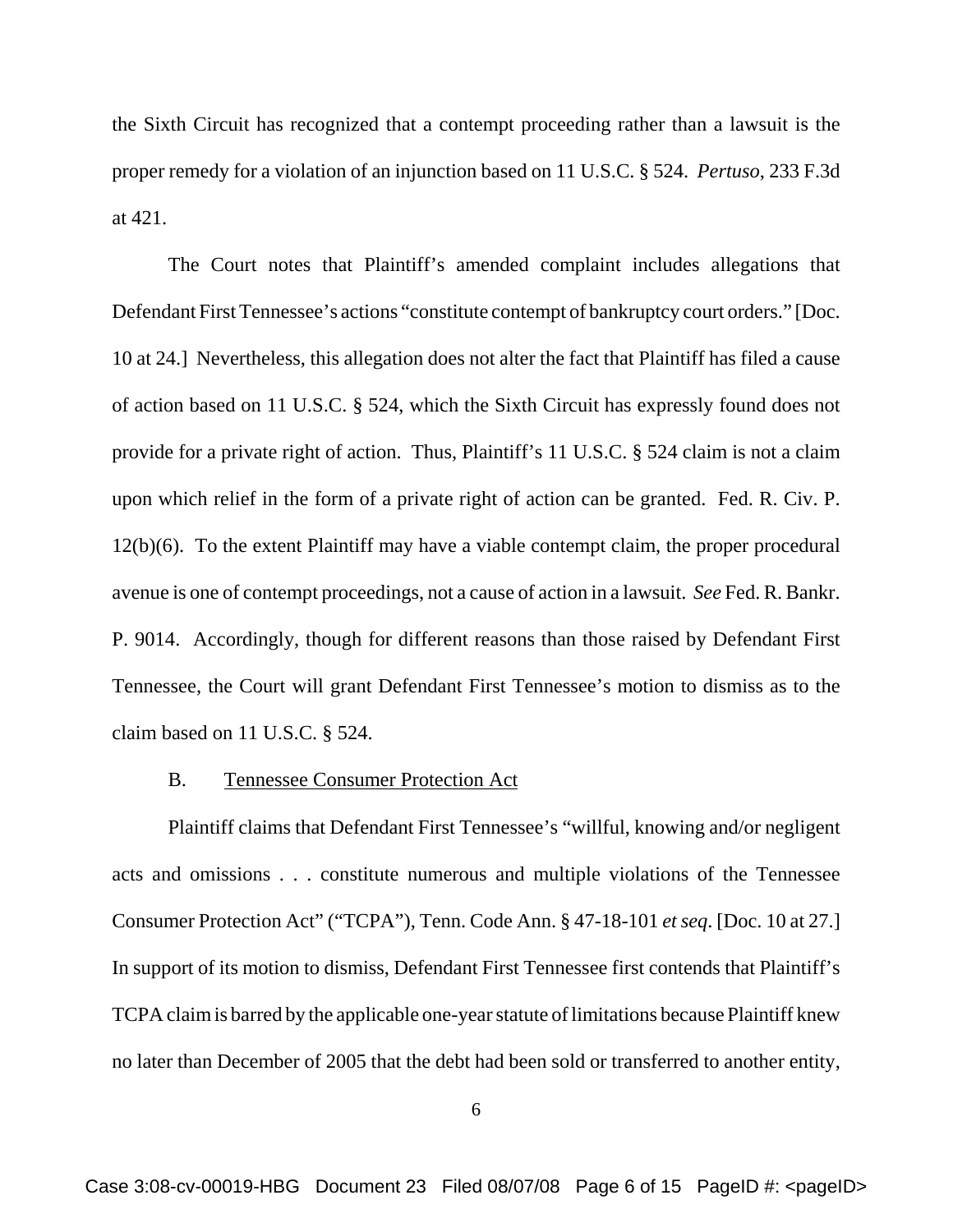the Sixth Circuit has recognized that a contempt proceeding rather than a lawsuit is the proper remedy for a violation of an injunction based on 11 U.S.C. § 524. *Pertuso*, 233 F.3d at 421.

The Court notes that Plaintiff's amended complaint includes allegations that Defendant First Tennessee's actions "constitute contempt of bankruptcy court orders." [Doc. 10 at 24.] Nevertheless, this allegation does not alter the fact that Plaintiff has filed a cause of action based on 11 U.S.C. § 524, which the Sixth Circuit has expressly found does not provide for a private right of action. Thus, Plaintiff's 11 U.S.C. § 524 claim is not a claim upon which relief in the form of a private right of action can be granted. Fed. R. Civ. P. 12(b)(6). To the extent Plaintiff may have a viable contempt claim, the proper procedural avenue is one of contempt proceedings, not a cause of action in a lawsuit. *See* Fed. R. Bankr. P. 9014. Accordingly, though for different reasons than those raised by Defendant First Tennessee, the Court will grant Defendant First Tennessee's motion to dismiss as to the claim based on 11 U.S.C. § 524.

B. Tennessee Consumer Protection Act

Plaintiff claims that Defendant First Tennessee's "willful, knowing and/or negligent acts and omissions . . . constitute numerous and multiple violations of the Tennessee Consumer Protection Act" ("TCPA"), Tenn. Code Ann. § 47-18-101 *et seq*. [Doc. 10 at 27.] In support of its motion to dismiss, Defendant First Tennessee first contends that Plaintiff's TCPA claim is barred by the applicable one-year statute of limitations because Plaintiff knew no later than December of 2005 that the debt had been sold or transferred to another entity,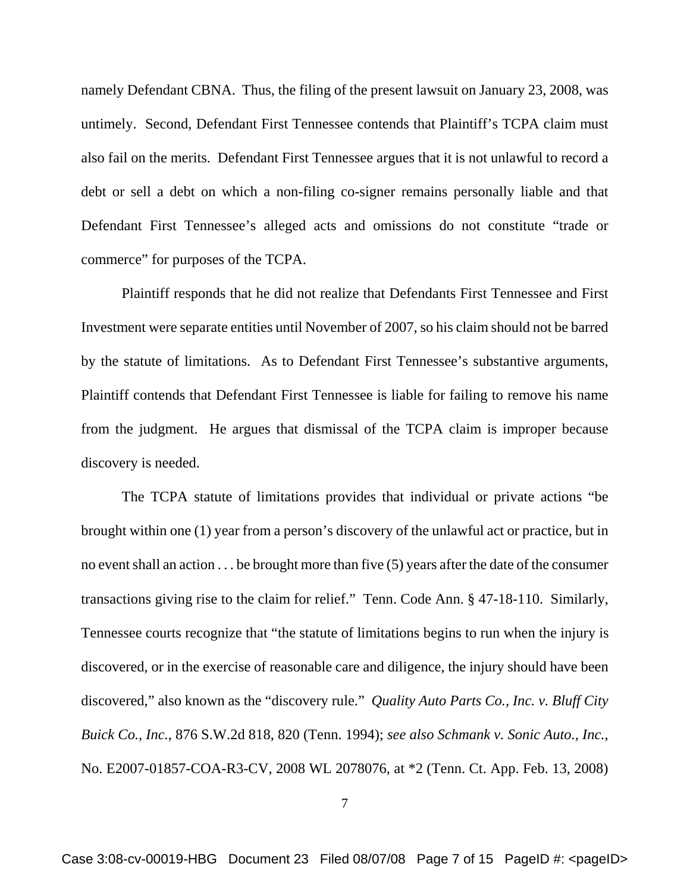namely Defendant CBNA. Thus, the filing of the present lawsuit on January 23, 2008, was untimely. Second, Defendant First Tennessee contends that Plaintiff's TCPA claim must also fail on the merits. Defendant First Tennessee argues that it is not unlawful to record a debt or sell a debt on which a non-filing co-signer remains personally liable and that Defendant First Tennessee's alleged acts and omissions do not constitute "trade or commerce" for purposes of the TCPA.

Plaintiff responds that he did not realize that Defendants First Tennessee and First Investment were separate entities until November of 2007, so his claim should not be barred by the statute of limitations. As to Defendant First Tennessee's substantive arguments, Plaintiff contends that Defendant First Tennessee is liable for failing to remove his name from the judgment. He argues that dismissal of the TCPA claim is improper because discovery is needed.

The TCPA statute of limitations provides that individual or private actions "be brought within one (1) year from a person's discovery of the unlawful act or practice, but in no event shall an action . . . be brought more than five (5) years after the date of the consumer transactions giving rise to the claim for relief." Tenn. Code Ann. § 47-18-110. Similarly, Tennessee courts recognize that "the statute of limitations begins to run when the injury is discovered, or in the exercise of reasonable care and diligence, the injury should have been discovered," also known as the "discovery rule." *Quality Auto Parts Co., Inc. v. Bluff City Buick Co., Inc.*, 876 S.W.2d 818, 820 (Tenn. 1994); *see also Schmank v. Sonic Auto., Inc.*, No. E2007-01857-COA-R3-CV, 2008 WL 2078076, at *2 (Tenn. Ct. App. Feb. 13, 2008)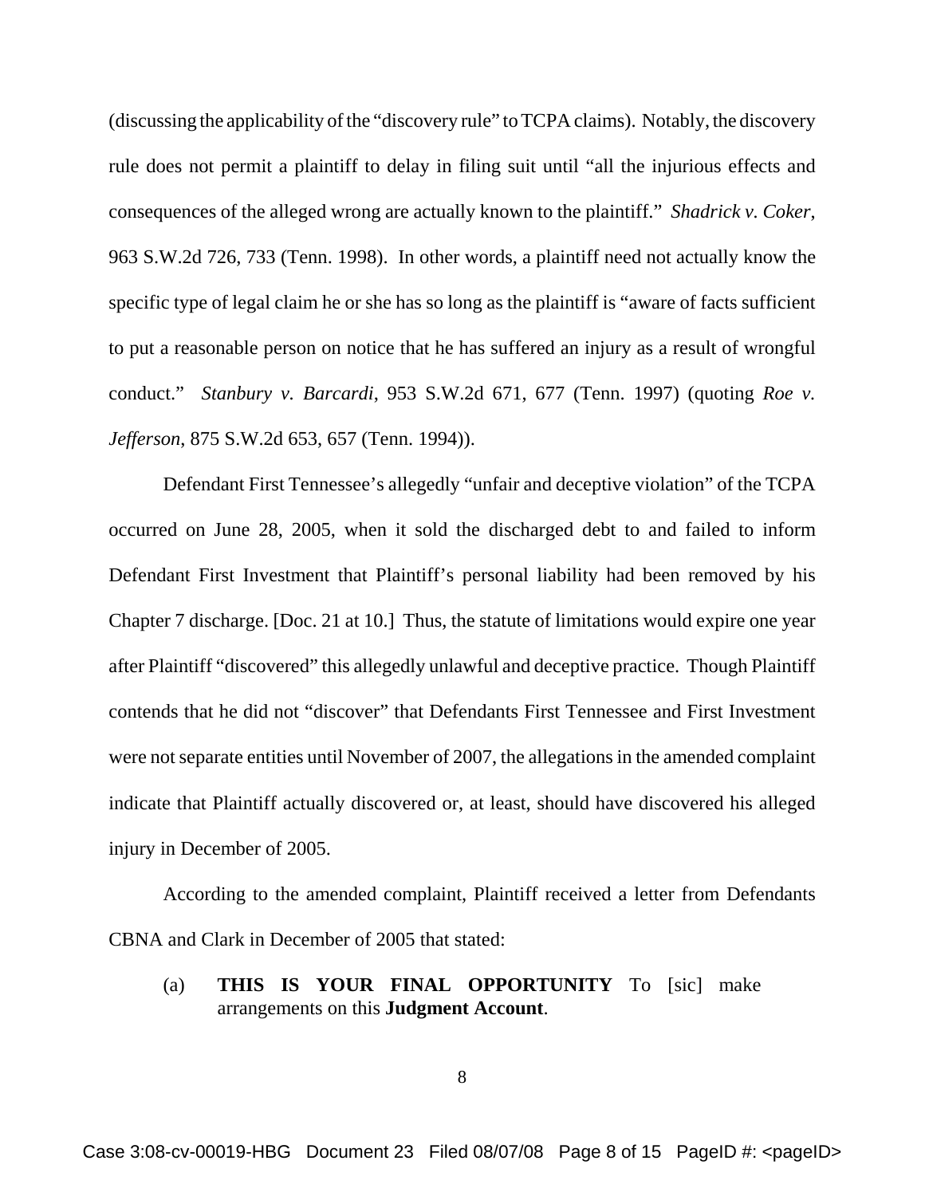(discussing the applicability of the "discovery rule" to TCPA claims). Notably, the discovery rule does not permit a plaintiff to delay in filing suit until "all the injurious effects and consequences of the alleged wrong are actually known to the plaintiff." *Shadrick v. Coker*, 963 S.W.2d 726, 733 (Tenn. 1998). In other words, a plaintiff need not actually know the specific type of legal claim he or she has so long as the plaintiff is "aware of facts sufficient to put a reasonable person on notice that he has suffered an injury as a result of wrongful conduct." *Stanbury v. Barcardi*, 953 S.W.2d 671, 677 (Tenn. 1997) (quoting *Roe v. Jefferson*, 875 S.W.2d 653, 657 (Tenn. 1994)).

Defendant First Tennessee's allegedly "unfair and deceptive violation" of the TCPA occurred on June 28, 2005, when it sold the discharged debt to and failed to inform Defendant First Investment that Plaintiff's personal liability had been removed by his Chapter 7 discharge. [Doc. 21 at 10.] Thus, the statute of limitations would expire one year after Plaintiff "discovered" this allegedly unlawful and deceptive practice. Though Plaintiff contends that he did not "discover" that Defendants First Tennessee and First Investment were not separate entities until November of 2007, the allegations in the amended complaint indicate that Plaintiff actually discovered or, at least, should have discovered his alleged injury in December of 2005.

According to the amended complaint, Plaintiff received a letter from Defendants CBNA and Clark in December of 2005 that stated:

(a) **THIS IS YOUR FINAL OPPORTUNITY** To [sic] make arrangements on this **Judgment Account**.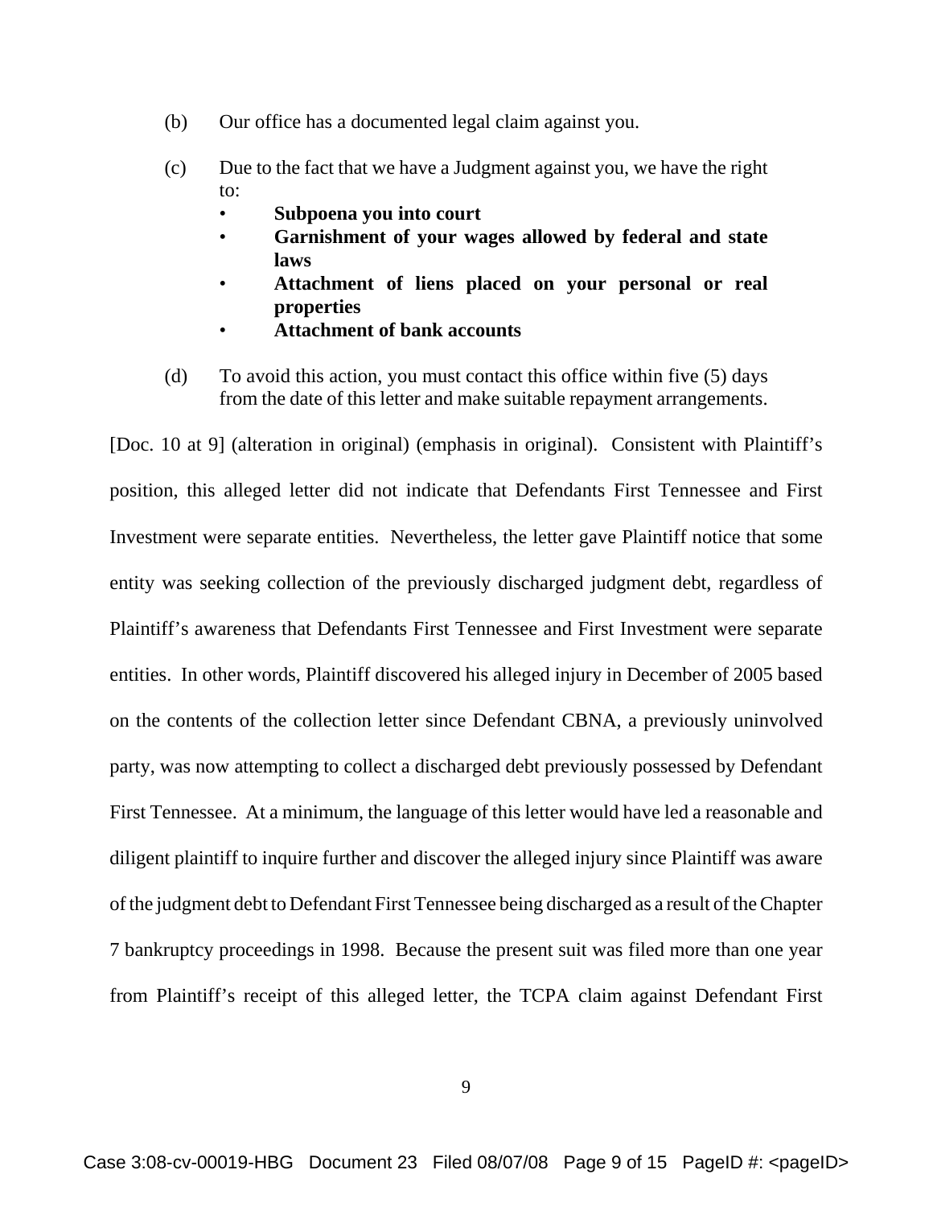(b) Our office has a documented legal claim against you.

(c) Due to the fact that we have a Judgment against you, we have the right to:

- **Subpoena you into court**
- **Garnishment of your wages allowed by federal and state laws**
- **Attachment of liens placed on your personal or real properties**
- **Attachment of bank accounts**

(d) To avoid this action, you must contact this office within five (5) days from the date of this letter and make suitable repayment arrangements.

[Doc. 10 at 9] (alteration in original) (emphasis in original). Consistent with Plaintiff's position, this alleged letter did not indicate that Defendants First Tennessee and First Investment were separate entities. Nevertheless, the letter gave Plaintiff notice that some entity was seeking collection of the previously discharged judgment debt, regardless of Plaintiff's awareness that Defendants First Tennessee and First Investment were separate entities. In other words, Plaintiff discovered his alleged injury in December of 2005 based on the contents of the collection letter since Defendant CBNA, a previously uninvolved party, was now attempting to collect a discharged debt previously possessed by Defendant First Tennessee. At a minimum, the language of this letter would have led a reasonable and diligent plaintiff to inquire further and discover the alleged injury since Plaintiff was aware of the judgment debt to Defendant First Tennessee being discharged as a result of the Chapter 7 bankruptcy proceedings in 1998. Because the present suit was filed more than one year from Plaintiff's receipt of this alleged letter, the TCPA claim against Defendant First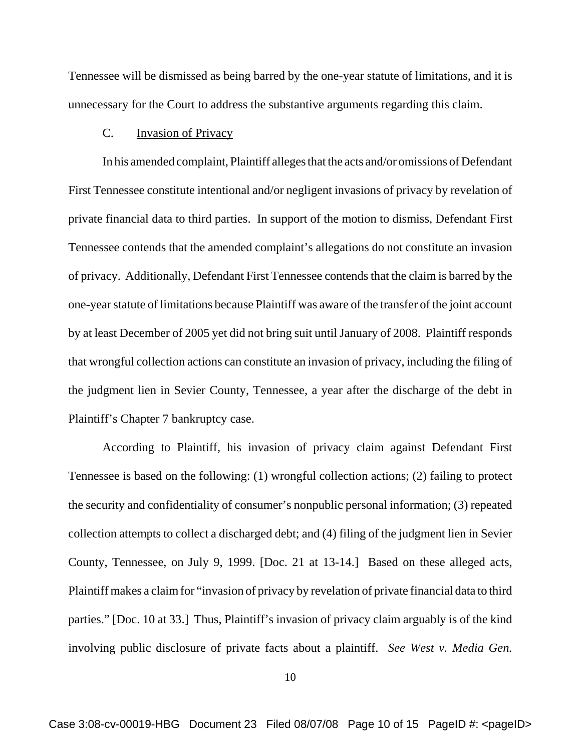Tennessee will be dismissed as being barred by the one-year statute of limitations, and it is unnecessary for the Court to address the substantive arguments regarding this claim.

C. Invasion of Privacy

In his amended complaint, Plaintiff alleges that the acts and/or omissions of Defendant First Tennessee constitute intentional and/or negligent invasions of privacy by revelation of private financial data to third parties. In support of the motion to dismiss, Defendant First Tennessee contends that the amended complaint's allegations do not constitute an invasion of privacy. Additionally, Defendant First Tennessee contends that the claim is barred by the one-year statute of limitations because Plaintiff was aware of the transfer of the joint account by at least December of 2005 yet did not bring suit until January of 2008. Plaintiff responds that wrongful collection actions can constitute an invasion of privacy, including the filing of the judgment lien in Sevier County, Tennessee, a year after the discharge of the debt in Plaintiff's Chapter 7 bankruptcy case.

According to Plaintiff, his invasion of privacy claim against Defendant First Tennessee is based on the following: (1) wrongful collection actions; (2) failing to protect the security and confidentiality of consumer's nonpublic personal information; (3) repeated collection attempts to collect a discharged debt; and (4) filing of the judgment lien in Sevier County, Tennessee, on July 9, 1999. [Doc. 21 at 13-14.] Based on these alleged acts, Plaintiff makes a claim for "invasion of privacy by revelation of private financial data to third parties." [Doc. 10 at 33.] Thus, Plaintiff's invasion of privacy claim arguably is of the kind involving public disclosure of private facts about a plaintiff. *See West v. Media Gen.*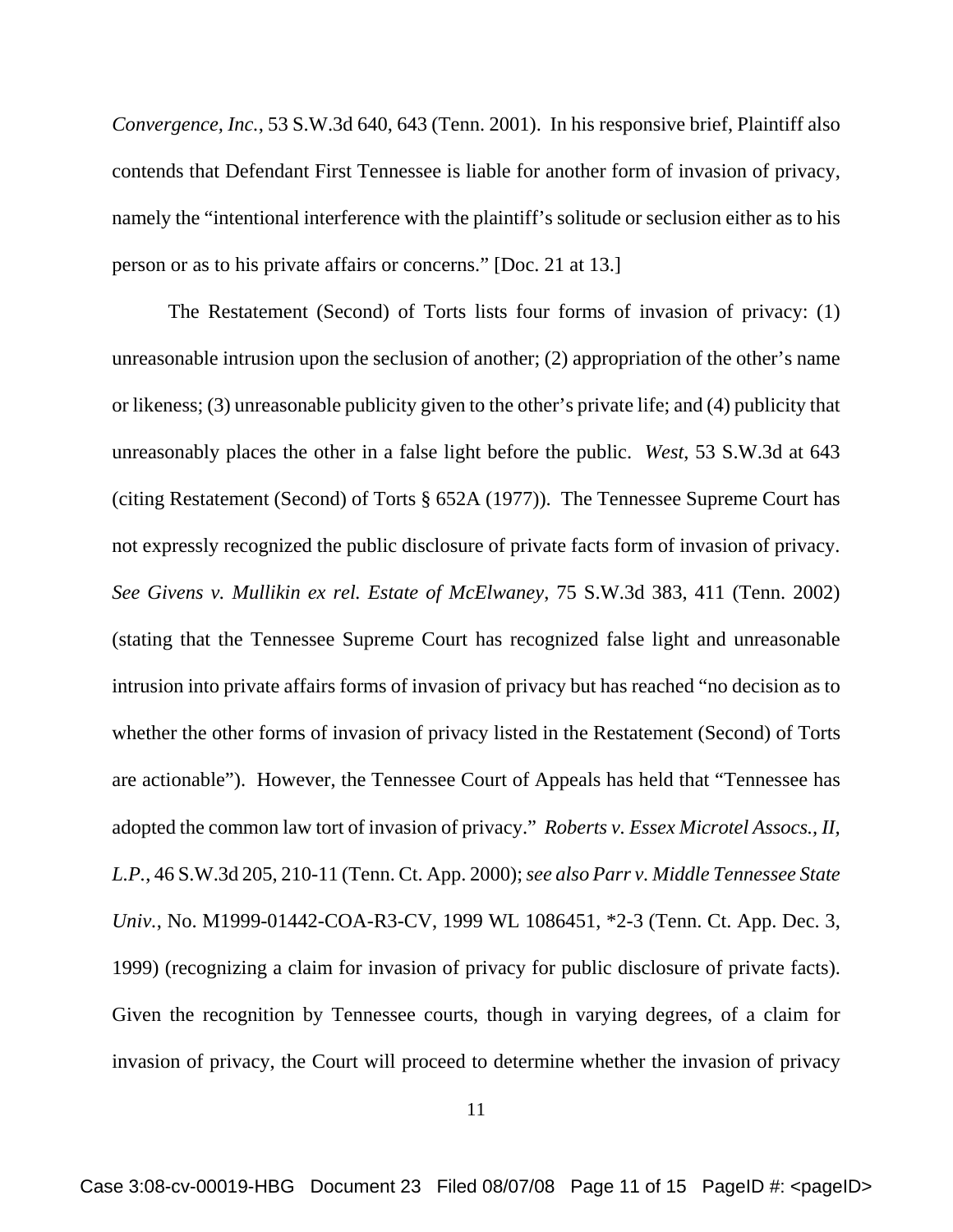*Convergence, Inc.*, 53 S.W.3d 640, 643 (Tenn. 2001). In his responsive brief, Plaintiff also contends that Defendant First Tennessee is liable for another form of invasion of privacy, namely the "intentional interference with the plaintiff's solitude or seclusion either as to his person or as to his private affairs or concerns." [Doc. 21 at 13.]

The Restatement (Second) of Torts lists four forms of invasion of privacy: (1) unreasonable intrusion upon the seclusion of another; (2) appropriation of the other's name or likeness; (3) unreasonable publicity given to the other's private life; and (4) publicity that unreasonably places the other in a false light before the public. *West*, 53 S.W.3d at 643 (citing Restatement (Second) of Torts § 652A (1977)). The Tennessee Supreme Court has not expressly recognized the public disclosure of private facts form of invasion of privacy. *See Givens v. Mullikin ex rel. Estate of McElwaney*, 75 S.W.3d 383, 411 (Tenn. 2002) (stating that the Tennessee Supreme Court has recognized false light and unreasonable intrusion into private affairs forms of invasion of privacy but has reached "no decision as to whether the other forms of invasion of privacy listed in the Restatement (Second) of Torts are actionable"). However, the Tennessee Court of Appeals has held that "Tennessee has adopted the common law tort of invasion of privacy." *Roberts v. Essex Microtel Assocs., II, L.P.*, 46 S.W.3d 205, 210-11 (Tenn. Ct. App. 2000); *see also Parr v. Middle Tennessee State Univ.*, No. M1999-01442-COA-R3-CV, 1999 WL 1086451, *2-3 (Tenn. Ct. App. Dec. 3, 1999) (recognizing a claim for invasion of privacy for public disclosure of private facts). Given the recognition by Tennessee courts, though in varying degrees, of a claim for invasion of privacy, the Court will proceed to determine whether the invasion of privacy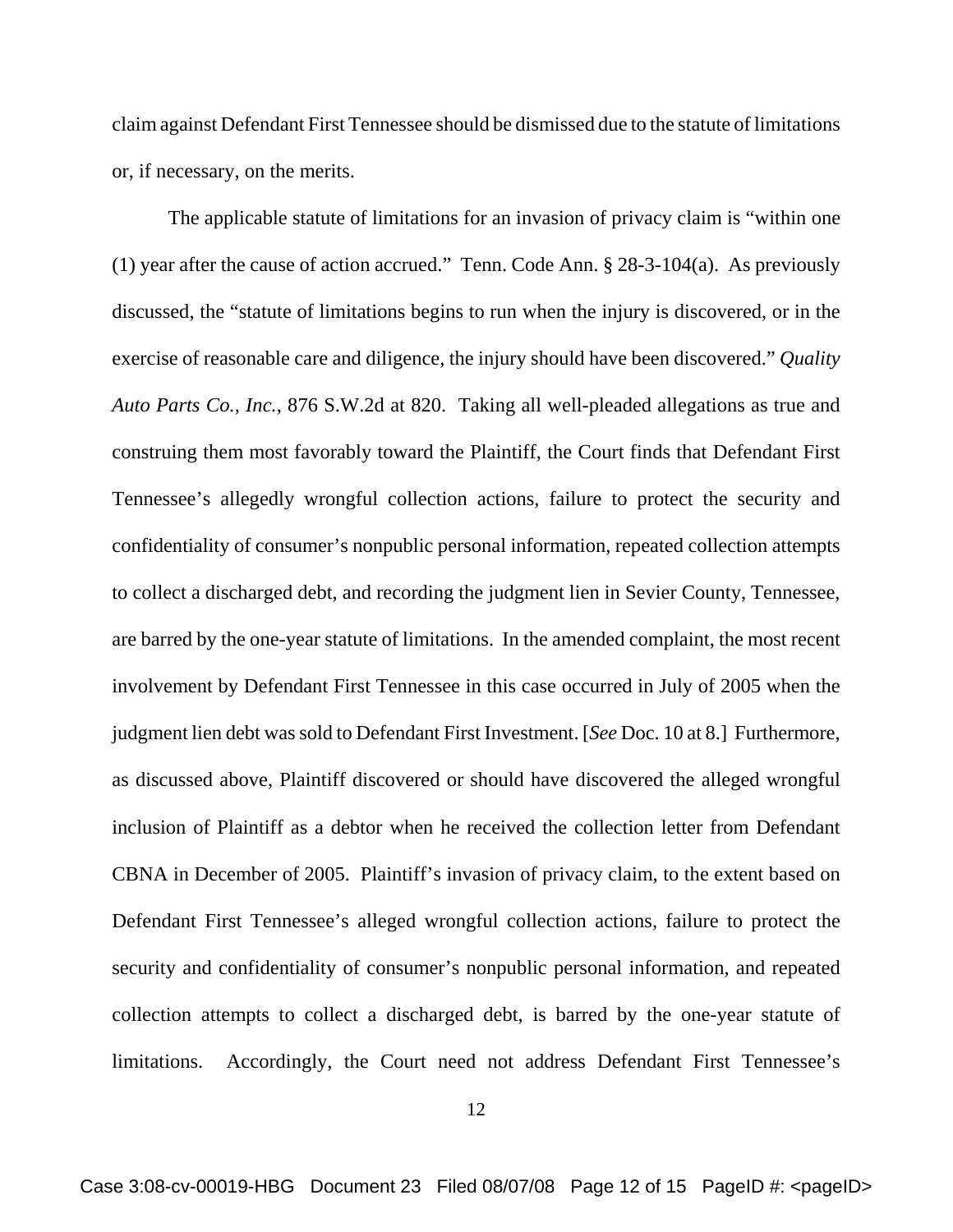claim against Defendant First Tennessee should be dismissed due to the statute of limitations or, if necessary, on the merits.

The applicable statute of limitations for an invasion of privacy claim is "within one (1) year after the cause of action accrued." Tenn. Code Ann. § 28-3-104(a). As previously discussed, the "statute of limitations begins to run when the injury is discovered, or in the exercise of reasonable care and diligence, the injury should have been discovered." *Quality Auto Parts Co., Inc.*, 876 S.W.2d at 820. Taking all well-pleaded allegations as true and construing them most favorably toward the Plaintiff, the Court finds that Defendant First Tennessee's allegedly wrongful collection actions, failure to protect the security and confidentiality of consumer's nonpublic personal information, repeated collection attempts to collect a discharged debt, and recording the judgment lien in Sevier County, Tennessee, are barred by the one-year statute of limitations. In the amended complaint, the most recent involvement by Defendant First Tennessee in this case occurred in July of 2005 when the judgment lien debt was sold to Defendant First Investment. [*See* Doc. 10 at 8.] Furthermore, as discussed above, Plaintiff discovered or should have discovered the alleged wrongful inclusion of Plaintiff as a debtor when he received the collection letter from Defendant CBNA in December of 2005. Plaintiff's invasion of privacy claim, to the extent based on Defendant First Tennessee's alleged wrongful collection actions, failure to protect the security and confidentiality of consumer's nonpublic personal information, and repeated collection attempts to collect a discharged debt, is barred by the one-year statute of limitations. Accordingly, the Court need not address Defendant First Tennessee's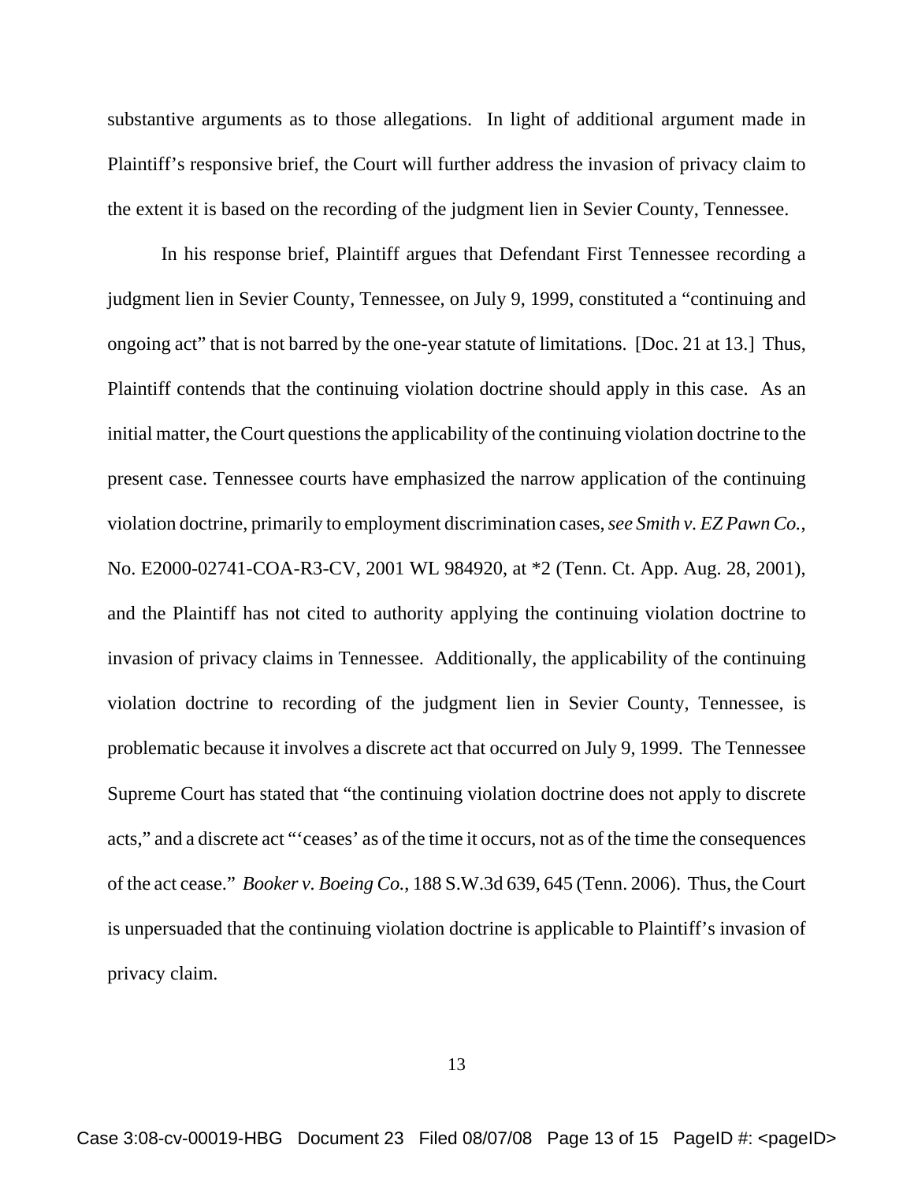substantive arguments as to those allegations. In light of additional argument made in Plaintiff's responsive brief, the Court will further address the invasion of privacy claim to the extent it is based on the recording of the judgment lien in Sevier County, Tennessee.

In his response brief, Plaintiff argues that Defendant First Tennessee recording a judgment lien in Sevier County, Tennessee, on July 9, 1999, constituted a "continuing and ongoing act" that is not barred by the one-year statute of limitations. [Doc. 21 at 13.] Thus, Plaintiff contends that the continuing violation doctrine should apply in this case. As an initial matter, the Court questions the applicability of the continuing violation doctrine to the present case. Tennessee courts have emphasized the narrow application of the continuing violation doctrine, primarily to employment discrimination cases, *see Smith v. EZ Pawn Co.*, No. E2000-02741-COA-R3-CV, 2001 WL 984920, at *2 (Tenn. Ct. App. Aug. 28, 2001), and the Plaintiff has not cited to authority applying the continuing violation doctrine to invasion of privacy claims in Tennessee. Additionally, the applicability of the continuing violation doctrine to recording of the judgment lien in Sevier County, Tennessee, is problematic because it involves a discrete act that occurred on July 9, 1999. The Tennessee Supreme Court has stated that "the continuing violation doctrine does not apply to discrete acts," and a discrete act "'ceases' as of the time it occurs, not as of the time the consequences of the act cease." *Booker v. Boeing Co.*, 188 S.W.3d 639, 645 (Tenn. 2006). Thus, the Court is unpersuaded that the continuing violation doctrine is applicable to Plaintiff's invasion of privacy claim.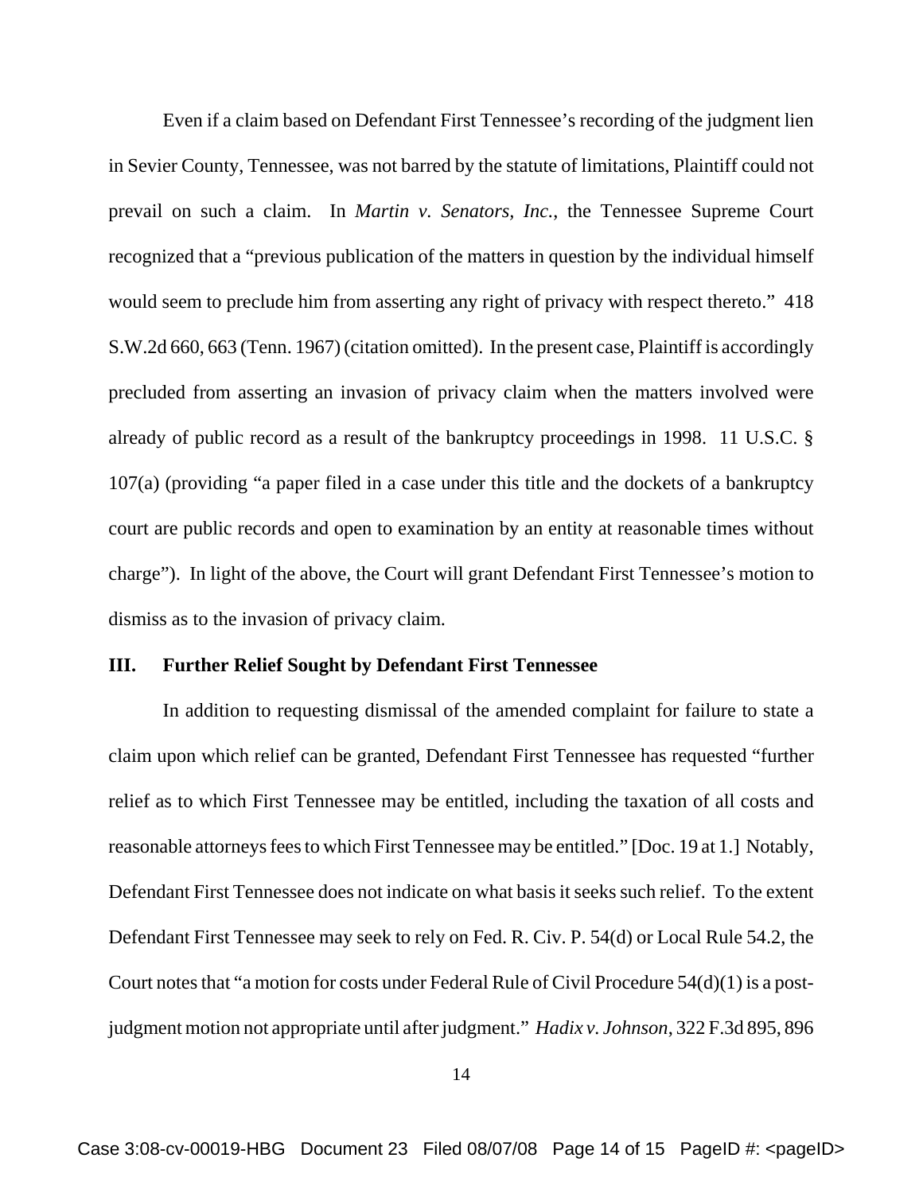Even if a claim based on Defendant First Tennessee's recording of the judgment lien in Sevier County, Tennessee, was not barred by the statute of limitations, Plaintiff could not prevail on such a claim. In *Martin v. Senators, Inc.*, the Tennessee Supreme Court recognized that a "previous publication of the matters in question by the individual himself would seem to preclude him from asserting any right of privacy with respect thereto." 418 S.W.2d 660, 663 (Tenn. 1967) (citation omitted). In the present case, Plaintiff is accordingly precluded from asserting an invasion of privacy claim when the matters involved were already of public record as a result of the bankruptcy proceedings in 1998. 11 U.S.C. § 107(a) (providing "a paper filed in a case under this title and the dockets of a bankruptcy court are public records and open to examination by an entity at reasonable times without charge"). In light of the above, the Court will grant Defendant First Tennessee's motion to dismiss as to the invasion of privacy claim.

## III. Further Relief Sought by Defendant First Tennessee

In addition to requesting dismissal of the amended complaint for failure to state a claim upon which relief can be granted, Defendant First Tennessee has requested "further relief as to which First Tennessee may be entitled, including the taxation of all costs and reasonable attorneys fees to which First Tennessee may be entitled." [Doc. 19 at 1.] Notably, Defendant First Tennessee does not indicate on what basis it seeks such relief. To the extent Defendant First Tennessee may seek to rely on Fed. R. Civ. P. 54(d) or Local Rule 54.2, the Court notes that "a motion for costs under Federal Rule of Civil Procedure 54(d)(1) is a post-judgment motion not appropriate until after judgment." *Hadix v. Johnson*, 322 F.3d 895, 896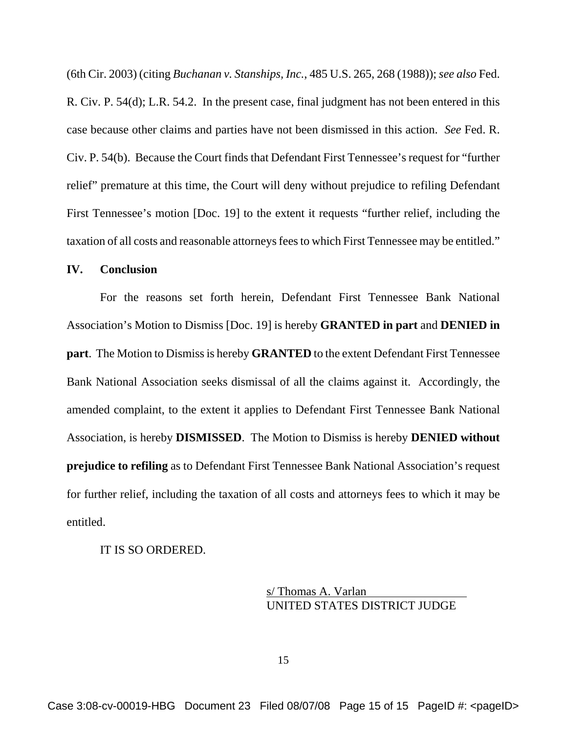(6th Cir. 2003) (citing *Buchanan v. Stanships, Inc.*, 485 U.S. 265, 268 (1988)); *see also* Fed. R. Civ. P. 54(d); L.R. 54.2. In the present case, final judgment has not been entered in this case because other claims and parties have not been dismissed in this action. *See* Fed. R. Civ. P. 54(b). Because the Court finds that Defendant First Tennessee's request for "further relief" premature at this time, the Court will deny without prejudice to refiling Defendant First Tennessee's motion [Doc. 19] to the extent it requests "further relief, including the taxation of all costs and reasonable attorneys fees to which First Tennessee may be entitled."

## IV. Conclusion

For the reasons set forth herein, Defendant First Tennessee Bank National Association's Motion to Dismiss [Doc. 19] is hereby **GRANTED in part** and **DENIED in part**. The Motion to Dismiss is hereby **GRANTED** to the extent Defendant First Tennessee Bank National Association seeks dismissal of all the claims against it. Accordingly, the amended complaint, to the extent it applies to Defendant First Tennessee Bank National Association, is hereby **DISMISSED**. The Motion to Dismiss is hereby **DENIED without prejudice to refiling** as to Defendant First Tennessee Bank National Association's request for further relief, including the taxation of all costs and attorneys fees to which it may be entitled.

IT IS SO ORDERED.

s/ Thomas A. Varlan
UNITED STATES DISTRICT JUDGE